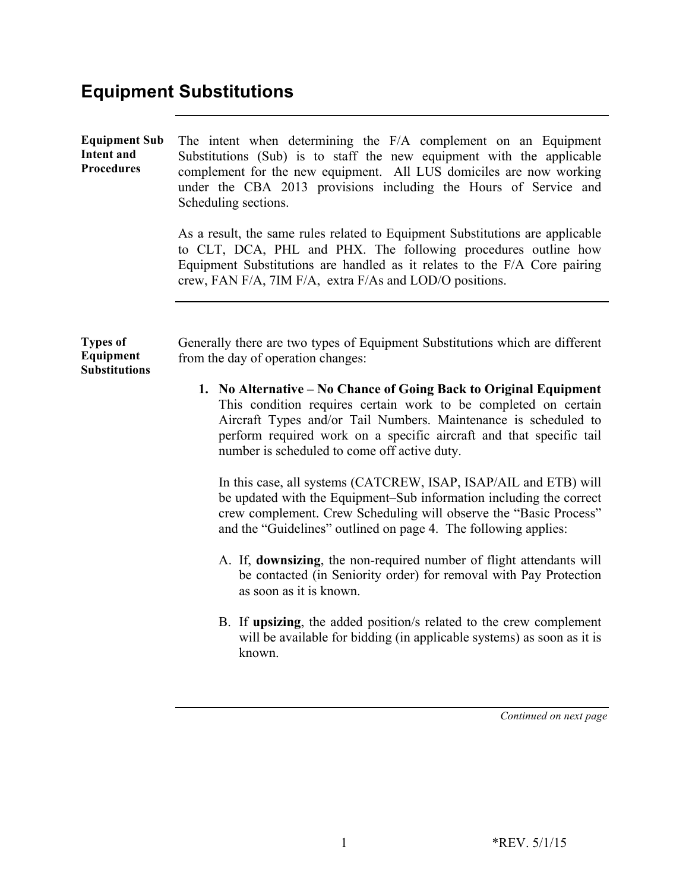# Equipment Substitutions

**Equipment Sub Intent and Procedures**

The intent when determining the F/A complement on an Equipment Substitutions (Sub) is to staff the new equipment with the applicable complement for the new equipment. All LUS domiciles are now working under the CBA 2013 provisions including the Hours of Service and Scheduling sections.

As a result, the same rules related to Equipment Substitutions are applicable to CLT, DCA, PHL and PHX. The following procedures outline how Equipment Substitutions are handled as it relates to the F/A Core pairing crew, FAN F/A, 7IM F/A, extra F/As and LOD/O positions.

---

**Types of Equipment Substitutions**

Generally there are two types of Equipment Substitutions which are different from the day of operation changes:

1. **No Alternative – No Chance of Going Back to Original Equipment**
   This condition requires certain work to be completed on certain Aircraft Types and/or Tail Numbers. Maintenance is scheduled to perform required work on a specific aircraft and that specific tail number is scheduled to come off active duty.

   In this case, all systems (CATCREW, ISAP, ISAP/AIL and ETB) will be updated with the Equipment–Sub information including the correct crew complement. Crew Scheduling will observe the "Basic Process" and the "Guidelines" outlined on page 4. The following applies:

   A. If, **downsizing**, the non-required number of flight attendants will be contacted (in Seniority order) for removal with Pay Protection as soon as it is known.

   B. If **upsizing**, the added position/s related to the crew complement will be available for bidding (in applicable systems) as soon as it is known.

*Continued on next page*

*REV. 5/1/15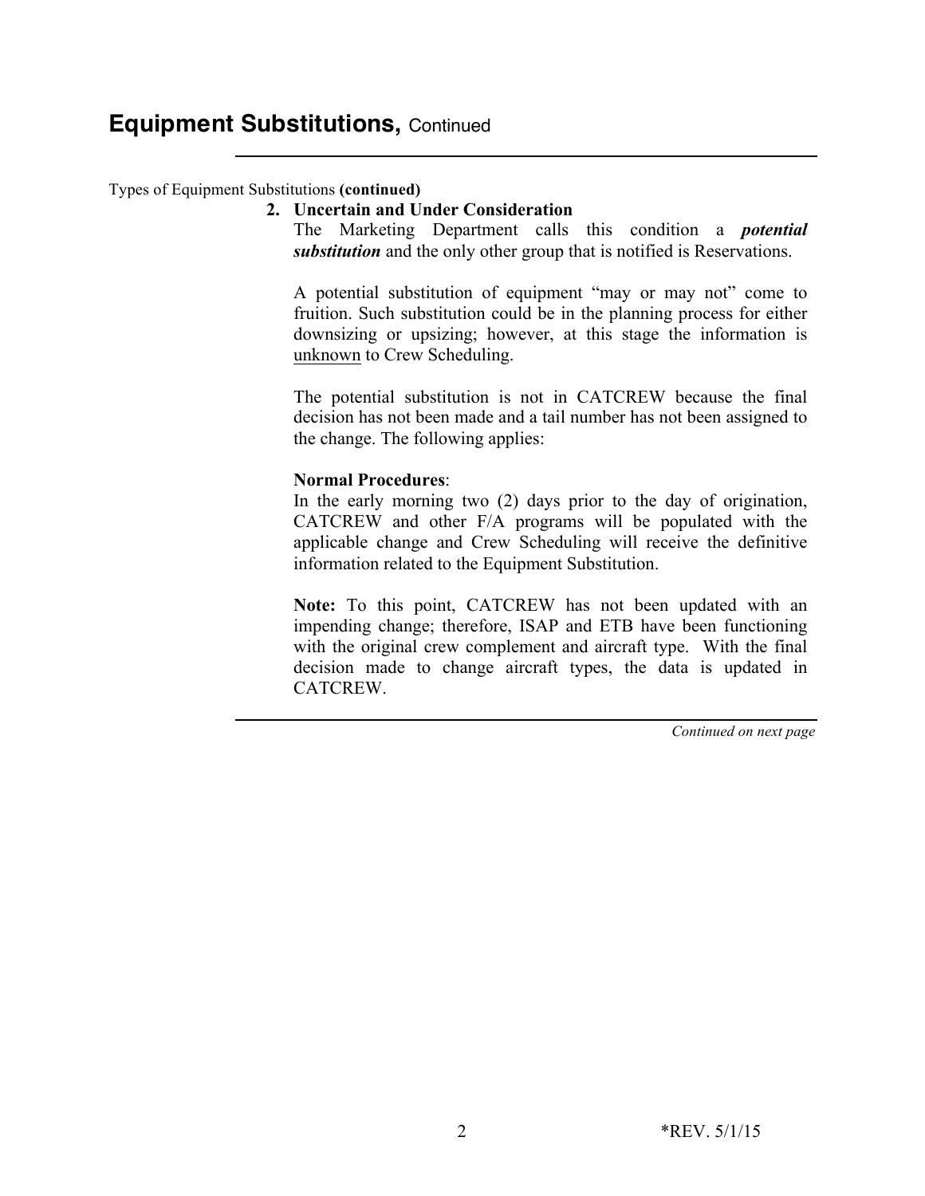# Equipment Substitutions, Continued

Types of Equipment Substitutions **(continued)**

**2. Uncertain and Under Consideration**

The Marketing Department calls this condition a ***potential substitution*** and the only other group that is notified is Reservations.

A potential substitution of equipment "may or may not" come to fruition. Such substitution could be in the planning process for either downsizing or upsizing; however, at this stage the information is unknown to Crew Scheduling.

The potential substitution is not in CATCREW because the final decision has not been made and a tail number has not been assigned to the change. The following applies:

**Normal Procedures**:

In the early morning two (2) days prior to the day of origination, CATCREW and other F/A programs will be populated with the applicable change and Crew Scheduling will receive the definitive information related to the Equipment Substitution.

**Note:** To this point, CATCREW has not been updated with an impending change; therefore, ISAP and ETB have been functioning with the original crew complement and aircraft type. With the final decision made to change aircraft types, the data is updated in CATCREW.

*Continued on next page*

*REV. 5/1/15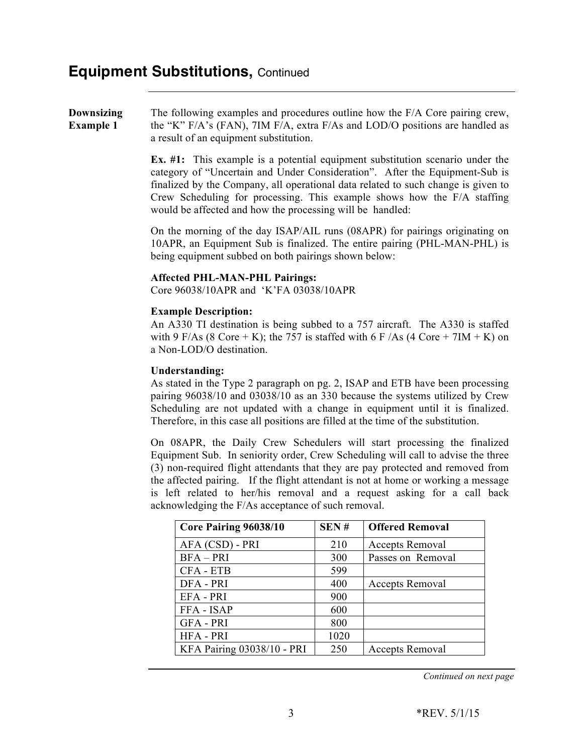## Equipment Substitutions, Continued

**Downsizing Example 1**

The following examples and procedures outline how the F/A Core pairing crew, the "K" F/A's (FAN), 7IM F/A, extra F/As and LOD/O positions are handled as a result of an equipment substitution.

**Ex. #1:** This example is a potential equipment substitution scenario under the category of "Uncertain and Under Consideration". After the Equipment-Sub is finalized by the Company, all operational data related to such change is given to Crew Scheduling for processing. This example shows how the F/A staffing would be affected and how the processing will be handled:

On the morning of the day ISAP/AIL runs (08APR) for pairings originating on 10APR, an Equipment Sub is finalized. The entire pairing (PHL-MAN-PHL) is being equipment subbed on both pairings shown below:

**Affected PHL-MAN-PHL Pairings:**
Core 96038/10APR and 'K'FA 03038/10APR

**Example Description:**
An A330 TI destination is being subbed to a 757 aircraft. The A330 is staffed with 9 F/As (8 Core + K); the 757 is staffed with 6 F /As (4 Core + 7IM + K) on a Non-LOD/O destination.

**Understanding:**
As stated in the Type 2 paragraph on pg. 2, ISAP and ETB have been processing pairing 96038/10 and 03038/10 as an 330 because the systems utilized by Crew Scheduling are not updated with a change in equipment until it is finalized. Therefore, in this case all positions are filled at the time of the substitution.

On 08APR, the Daily Crew Schedulers will start processing the finalized Equipment Sub. In seniority order, Crew Scheduling will call to advise the three (3) non-required flight attendants that they are pay protected and removed from the affected pairing. If the flight attendant is not at home or working a message is left related to her/his removal and a request asking for a call back acknowledging the F/As acceptance of such removal.

| Core Pairing 96038/10 | SEN # | Offered Removal |
|---|---|---|
| AFA (CSD) - PRI | 210 | Accepts Removal |
| BFA – PRI | 300 | Passes on Removal |
| CFA - ETB | 599 | |
| DFA - PRI | 400 | Accepts Removal |
| EFA - PRI | 900 | |
| FFA - ISAP | 600 | |
| GFA - PRI | 800 | |
| HFA - PRI | 1020 | |
| KFA Pairing 03038/10 - PRI | 250 | Accepts Removal |

*Continued on next page*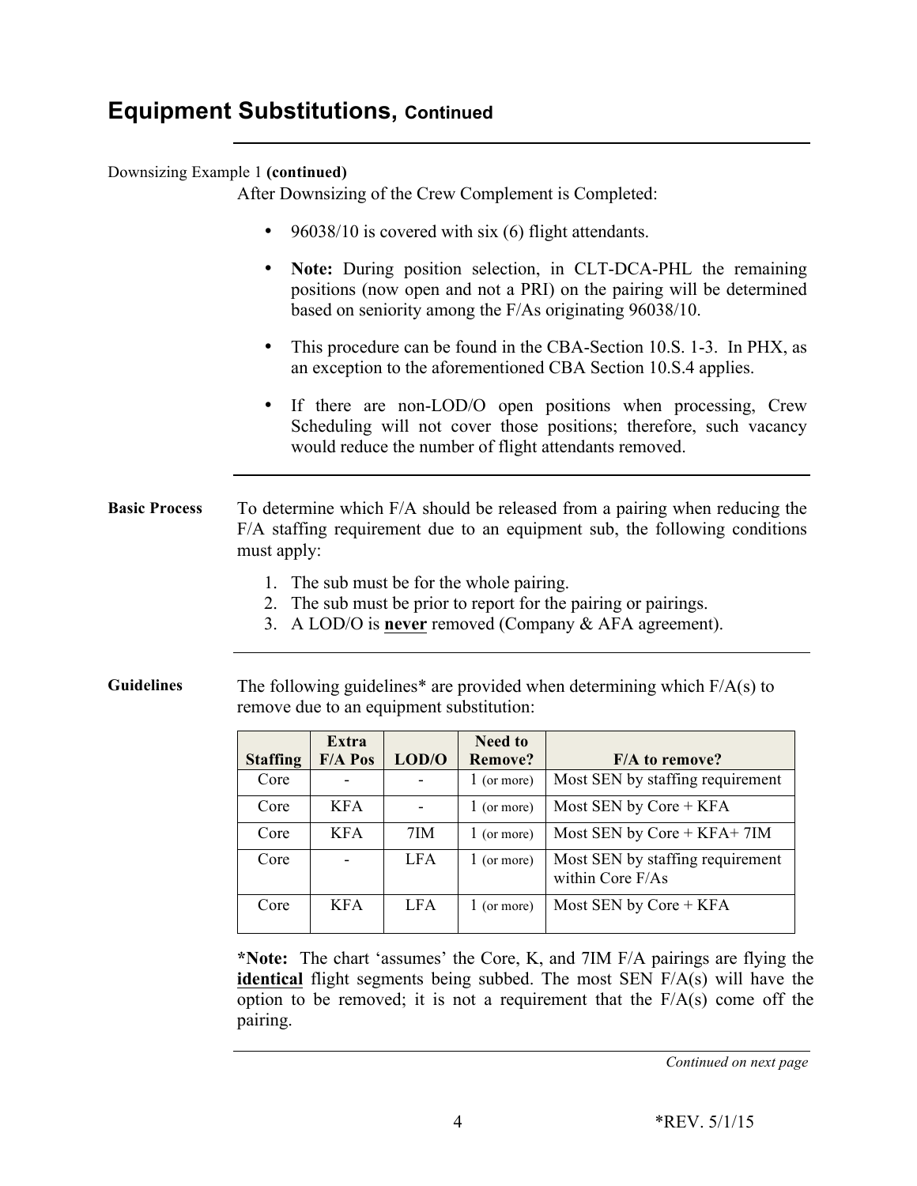## Equipment Substitutions, Continued

Downsizing Example 1 **(continued)**

After Downsizing of the Crew Complement is Completed:

- 96038/10 is covered with six (6) flight attendants.
- **Note:** During position selection, in CLT-DCA-PHL the remaining positions (now open and not a PRI) on the pairing will be determined based on seniority among the F/As originating 96038/10.
- This procedure can be found in the CBA-Section 10.S. 1-3. In PHX, as an exception to the aforementioned CBA Section 10.S.4 applies.
- If there are non-LOD/O open positions when processing, Crew Scheduling will not cover those positions; therefore, such vacancy would reduce the number of flight attendants removed.

**Basic Process**

To determine which F/A should be released from a pairing when reducing the F/A staffing requirement due to an equipment sub, the following conditions must apply:

1. The sub must be for the whole pairing.
2. The sub must be prior to report for the pairing or pairings.
3. A LOD/O is **never** removed (Company & AFA agreement).

**Guidelines**

The following guidelines* are provided when determining which F/A(s) to remove due to an equipment substitution:

| Staffing | Extra F/A Pos | LOD/O | Need to Remove? | F/A to remove? |
|---|---|---|---|---|
| Core | - | - | 1 (or more) | Most SEN by staffing requirement |
| Core | KFA | - | 1 (or more) | Most SEN by Core + KFA |
| Core | KFA | 7IM | 1 (or more) | Most SEN by Core + KFA+ 7IM |
| Core | - | LFA | 1 (or more) | Most SEN by staffing requirement within Core F/As |
| Core | KFA | LFA | 1 (or more) | Most SEN by Core + KFA |

***Note:** The chart 'assumes' the Core, K, and 7IM F/A pairings are flying the **identical** flight segments being subbed. The most SEN F/A(s) will have the option to be removed; it is not a requirement that the F/A(s) come off the pairing.

*Continued on next page*

*REV. 5/1/15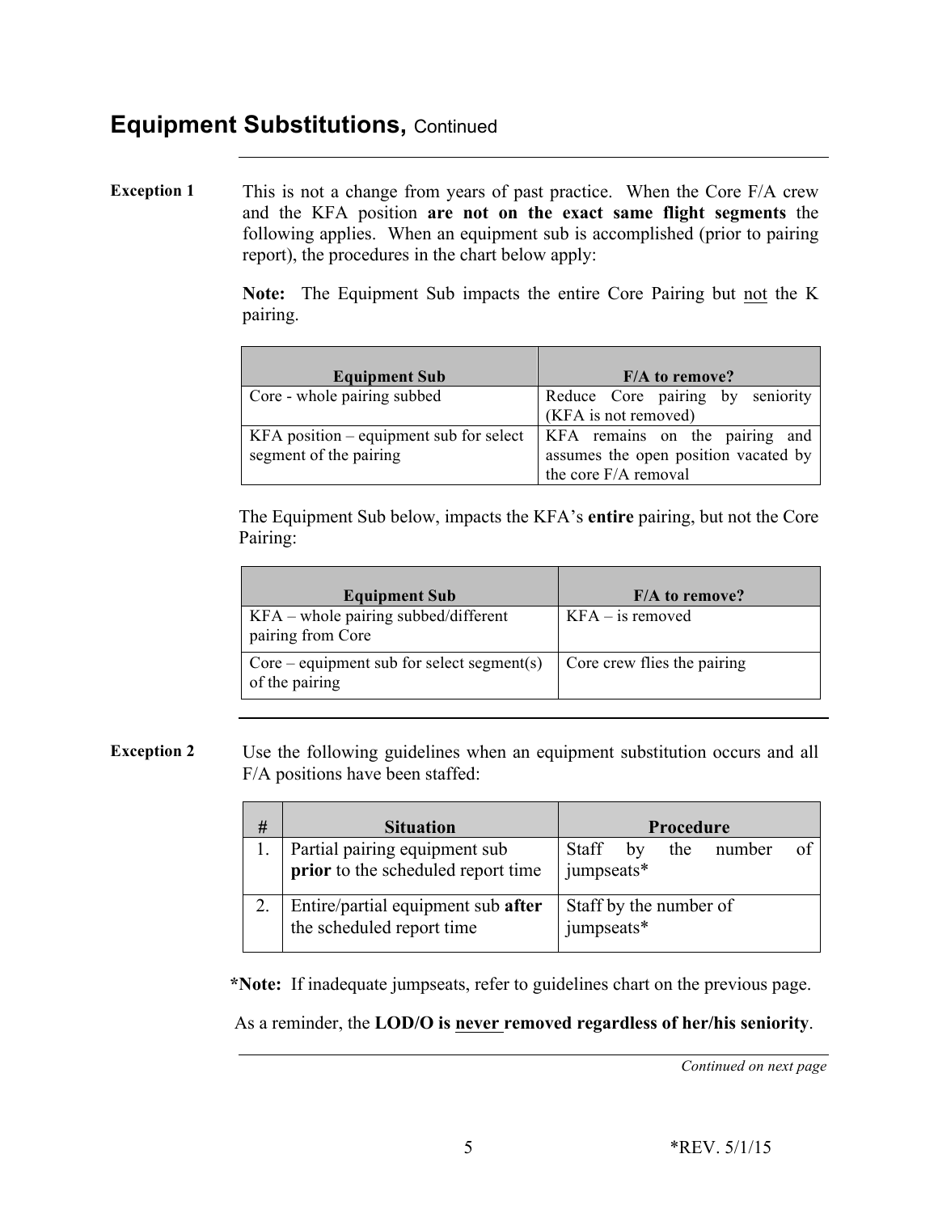## Equipment Substitutions, Continued

**Exception 1**

This is not a change from years of past practice. When the Core F/A crew and the KFA position **are not on the exact same flight segments** the following applies. When an equipment sub is accomplished (prior to pairing report), the procedures in the chart below apply:

**Note:** The Equipment Sub impacts the entire Core Pairing but not the K pairing.

| Equipment Sub | F/A to remove? |
|---|---|
| Core - whole pairing subbed | Reduce Core pairing by seniority (KFA is not removed) |
| KFA position – equipment sub for select segment of the pairing | KFA remains on the pairing and assumes the open position vacated by the core F/A removal |

The Equipment Sub below, impacts the KFA's **entire** pairing, but not the Core Pairing:

| Equipment Sub | F/A to remove? |
|---|---|
| KFA – whole pairing subbed/different pairing from Core | KFA – is removed |
| Core – equipment sub for select segment(s) of the pairing | Core crew flies the pairing |

**Exception 2**

Use the following guidelines when an equipment substitution occurs and all F/A positions have been staffed:

| # | Situation | Procedure |
|---|---|---|
| 1. | Partial pairing equipment sub **prior** to the scheduled report time | Staff by the number of jumpseats* |
| 2. | Entire/partial equipment sub **after** the scheduled report time | Staff by the number of jumpseats* |

***Note:** If inadequate jumpseats, refer to guidelines chart on the previous page.

As a reminder, the **LOD/O is never removed regardless of her/his seniority**.

*Continued on next page*

*REV. 5/1/15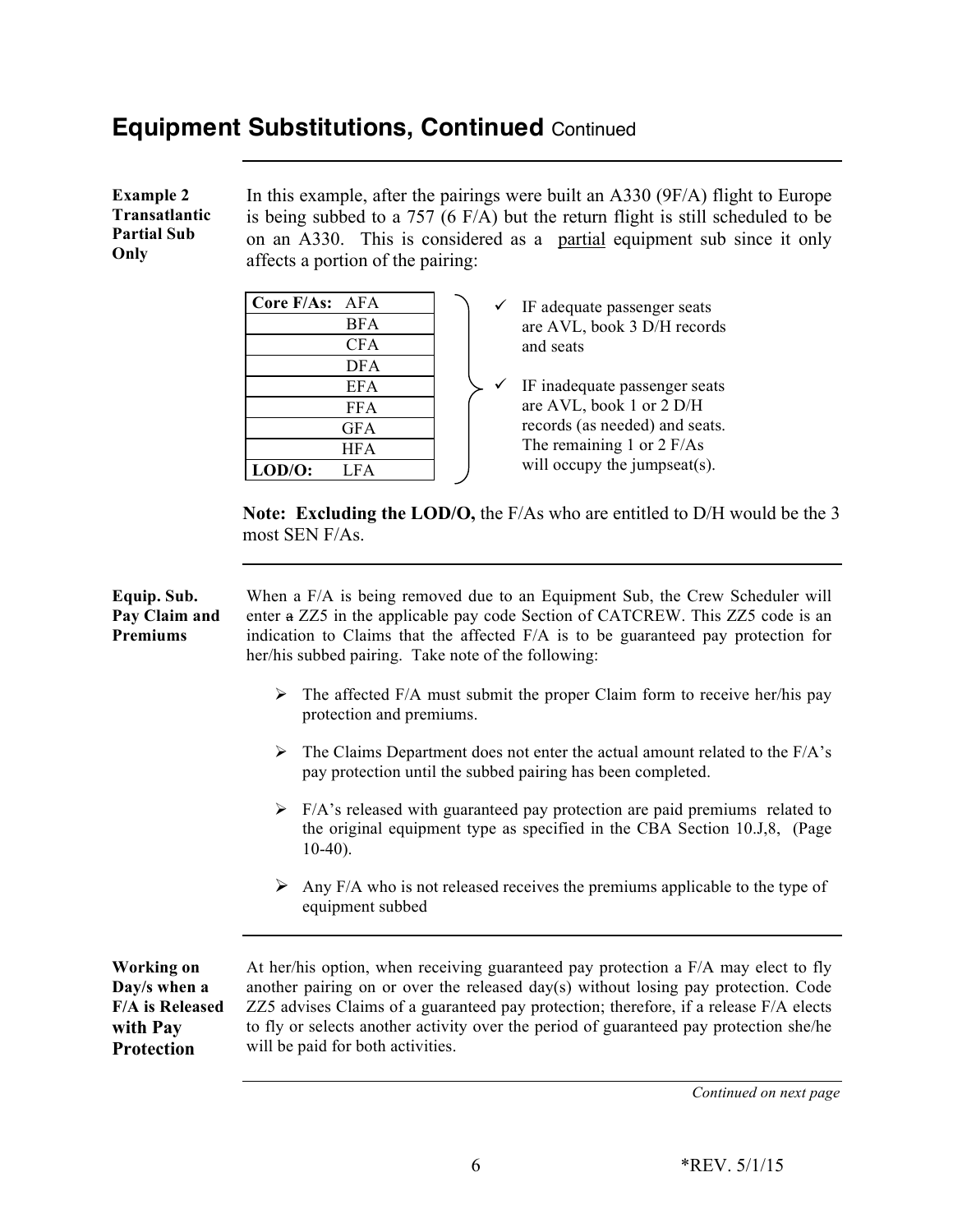## Equipment Substitutions, Continued Continued

**Example 2 Transatlantic Partial Sub Only**

In this example, after the pairings were built an A330 (9F/A) flight to Europe is being subbed to a 757 (6 F/A) but the return flight is still scheduled to be on an A330. This is considered as a partial equipment sub since it only affects a portion of the pairing:

| **Core F/As:** | AFA |
|---|---|
| | BFA |
| | CFA |
| | DFA |
| | EFA |
| | FFA |
| | GFA |
| | HFA |
| **LOD/O:** | LFA |

- ✓ IF adequate passenger seats are AVL, book 3 D/H records and seats
- ✓ IF inadequate passenger seats are AVL, book 1 or 2 D/H records (as needed) and seats. The remaining 1 or 2 F/As will occupy the jumpseat(s).

**Note: Excluding the LOD/O,** the F/As who are entitled to D/H would be the 3 most SEN F/As.

---

**Equip. Sub. Pay Claim and Premiums**

When a F/A is being removed due to an Equipment Sub, the Crew Scheduler will enter ~~a~~ ZZ5 in the applicable pay code Section of CATCREW. This ZZ5 code is an indication to Claims that the affected F/A is to be guaranteed pay protection for her/his subbed pairing. Take note of the following:

- The affected F/A must submit the proper Claim form to receive her/his pay protection and premiums.
- The Claims Department does not enter the actual amount related to the F/A's pay protection until the subbed pairing has been completed.
- F/A's released with guaranteed pay protection are paid premiums related to the original equipment type as specified in the CBA Section 10.J,8, (Page 10-40).
- Any F/A who is not released receives the premiums applicable to the type of equipment subbed

---

**Working on Day/s when a F/A is Released with Pay Protection**

At her/his option, when receiving guaranteed pay protection a F/A may elect to fly another pairing on or over the released day(s) without losing pay protection. Code ZZ5 advises Claims of a guaranteed pay protection; therefore, if a release F/A elects to fly or selects another activity over the period of guaranteed pay protection she/he will be paid for both activities.

*Continued on next page*

*REV. 5/1/15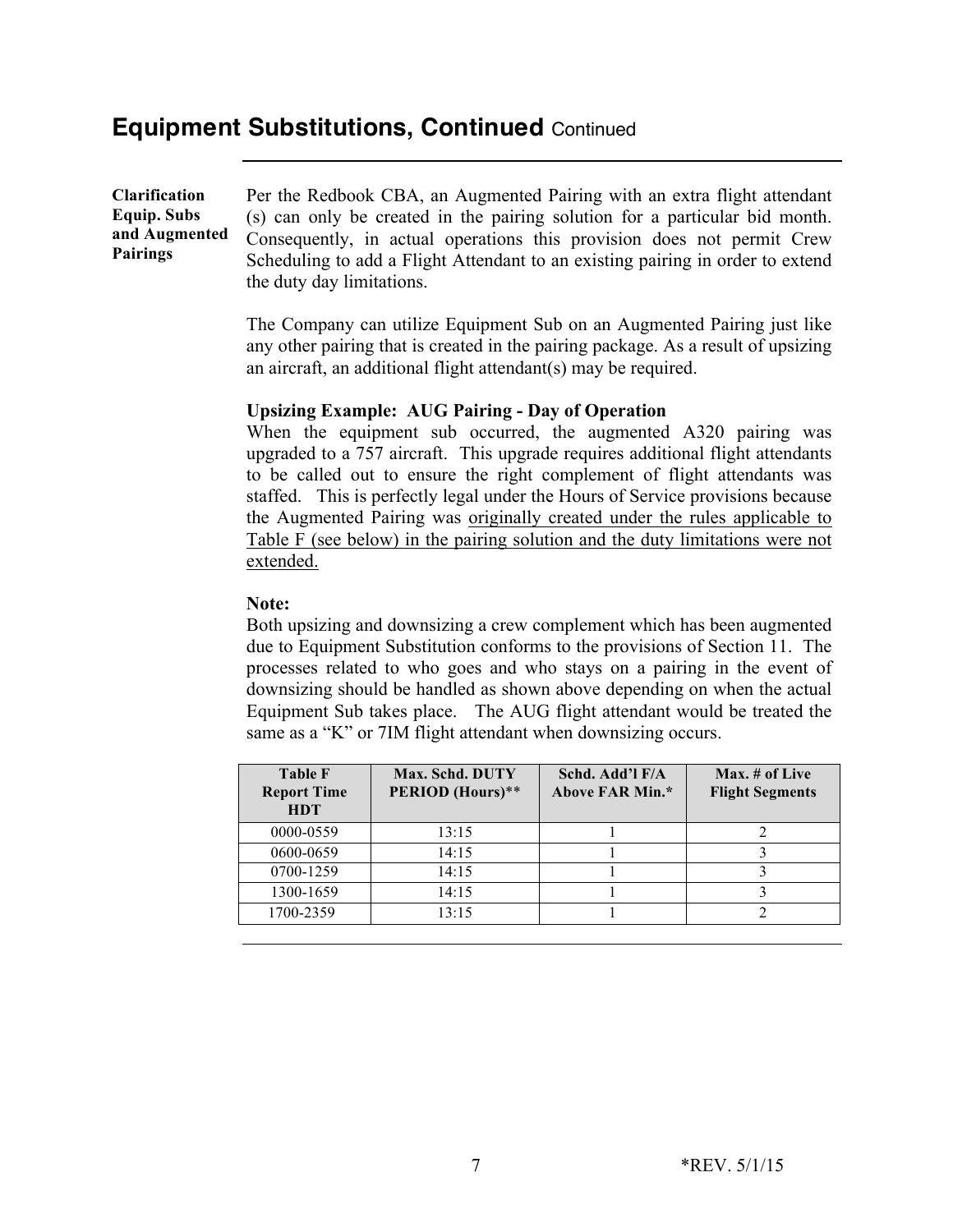## Equipment Substitutions, Continued Continued

**Clarification Equip. Subs and Augmented Pairings**

Per the Redbook CBA, an Augmented Pairing with an extra flight attendant (s) can only be created in the pairing solution for a particular bid month. Consequently, in actual operations this provision does not permit Crew Scheduling to add a Flight Attendant to an existing pairing in order to extend the duty day limitations.

The Company can utilize Equipment Sub on an Augmented Pairing just like any other pairing that is created in the pairing package. As a result of upsizing an aircraft, an additional flight attendant(s) may be required.

**Upsizing Example: AUG Pairing - Day of Operation**
When the equipment sub occurred, the augmented A320 pairing was upgraded to a 757 aircraft. This upgrade requires additional flight attendants to be called out to ensure the right complement of flight attendants was staffed. This is perfectly legal under the Hours of Service provisions because the Augmented Pairing was originally created under the rules applicable to Table F (see below) in the pairing solution and the duty limitations were not extended.

**Note:**
Both upsizing and downsizing a crew complement which has been augmented due to Equipment Substitution conforms to the provisions of Section 11. The processes related to who goes and who stays on a pairing in the event of downsizing should be handled as shown above depending on when the actual Equipment Sub takes place. The AUG flight attendant would be treated the same as a "K" or 7IM flight attendant when downsizing occurs.

| Table F Report Time HDT | Max. Schd. DUTY PERIOD (Hours)** | Schd. Add'l F/A Above FAR Min.* | Max. # of Live Flight Segments |
|---|---|---|---|
| 0000-0559 | 13:15 | 1 | 2 |
| 0600-0659 | 14:15 | 1 | 3 |
| 0700-1259 | 14:15 | 1 | 3 |
| 1300-1659 | 14:15 | 1 | 3 |
| 1700-2359 | 13:15 | 1 | 2 |

*REV. 5/1/15